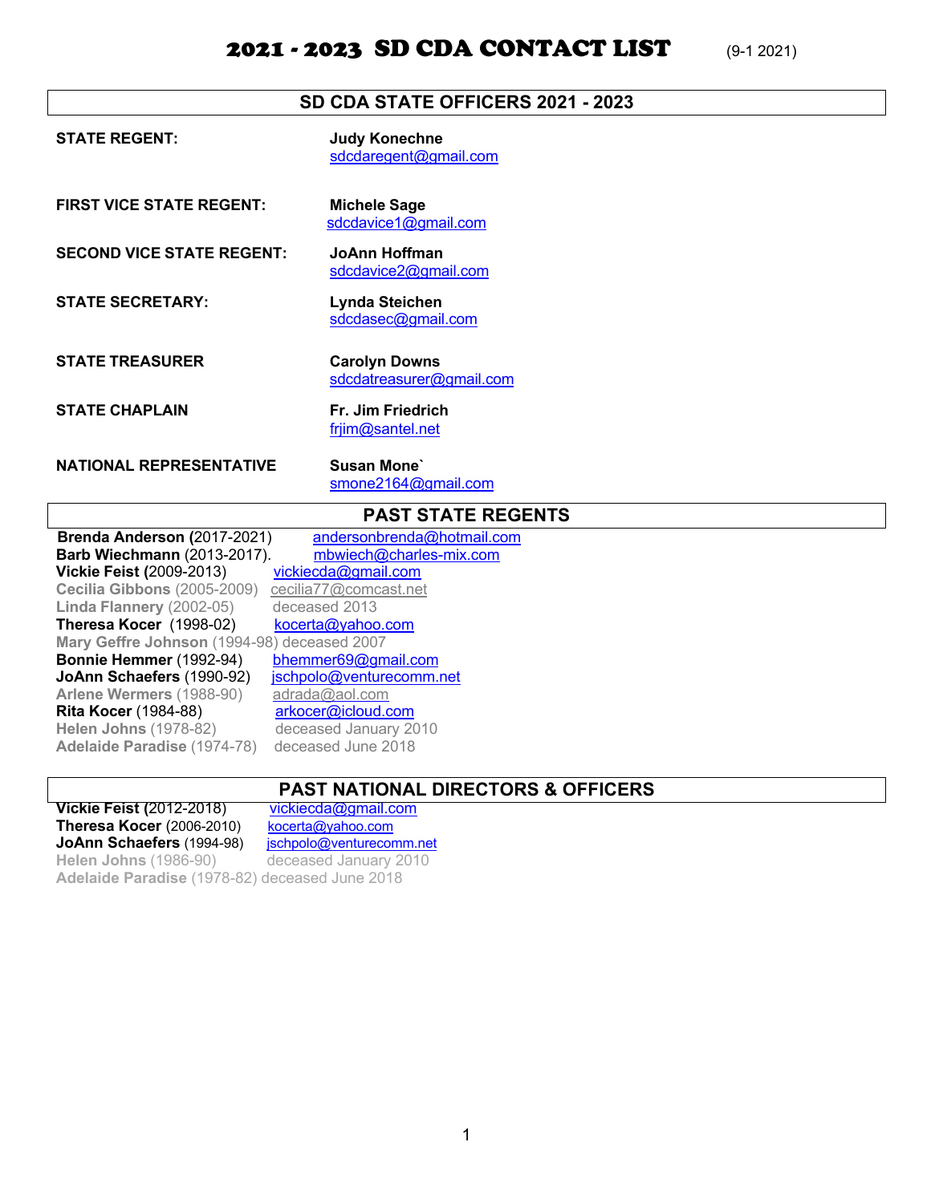# 2021 - 2023 SD CDA CONTACT LIST (9-1 2021)

## SD CDA STATE OFFICERS 2021 - 2023

| | |
|---|---|
| **STATE REGENT:** | **Judy Konechne**<br>sdcdaregent@gmail.com |
| **FIRST VICE STATE REGENT:** | **Michele Sage**<br>sdcdavice1@gmail.com |
| **SECOND VICE STATE REGENT:** | **JoAnn Hoffman**<br>sdcdavice2@gmail.com |
| **STATE SECRETARY:** | **Lynda Steichen**<br>sdcdasec@gmail.com |
| **STATE TREASURER** | **Carolyn Downs**<br>sdcdatreasurer@gmail.com |
| **STATE CHAPLAIN** | **Fr. Jim Friedrich**<br>frjim@santel.net |
| **NATIONAL REPRESENTATIVE** | **Susan Mone`**<br>smone2164@gmail.com |

## PAST STATE REGENTS

| | |
|---|---|
| **Brenda Anderson** (2017-2021) | andersonbrenda@hotmail.com |
| **Barb Wiechmann** (2013-2017). | mbwiech@charles-mix.com |
| **Vickie Feist** (2009-2013) | vickiecda@gmail.com |
| **Cecilia Gibbons** (2005-2009) | cecilia77@comcast.net |
| **Linda Flannery** (2002-05) | deceased 2013 |
| **Theresa Kocer** (1998-02) | kocerta@yahoo.com |
| **Mary Geffre Johnson** (1994-98) | deceased 2007 |
| **Bonnie Hemmer** (1992-94) | bhemmer69@gmail.com |
| **JoAnn Schaefers** (1990-92) | jschpolo@venturecomm.net |
| **Arlene Wermers** (1988-90) | adrada@aol.com |
| **Rita Kocer** (1984-88) | arkocer@icloud.com |
| **Helen Johns** (1978-82) | deceased January 2010 |
| **Adelaide Paradise** (1974-78) | deceased June 2018 |

## PAST NATIONAL DIRECTORS & OFFICERS

| | |
|---|---|
| **Vickie Feist** (2012-2018) | vickiecda@gmail.com |
| **Theresa Kocer** (2006-2010) | kocerta@yahoo.com |
| **JoAnn Schaefers** (1994-98) | jschpolo@venturecomm.net |
| **Helen Johns** (1986-90) | deceased January 2010 |
| **Adelaide Paradise** (1978-82) | deceased June 2018 |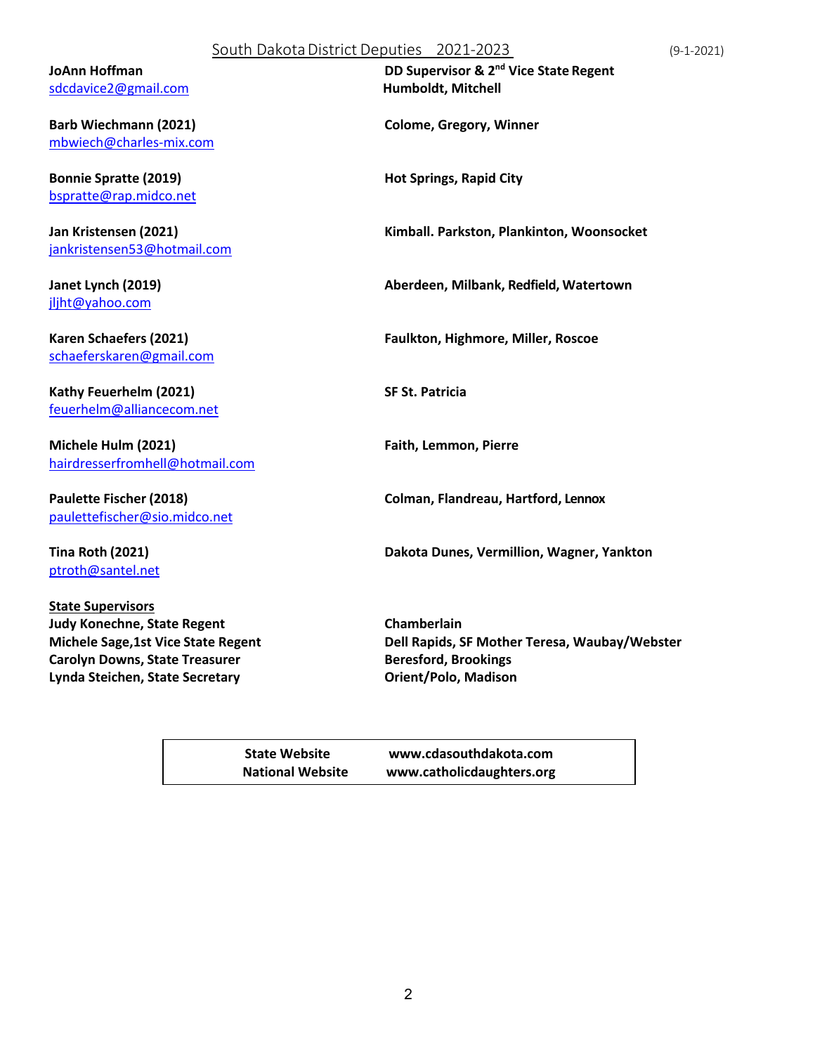# South Dakota District Deputies 2021-2023

(9-1-2021)

**JoAnn Hoffman**
sdcdavice2@gmail.com
**DD Supervisor & 2nd Vice State Regent**
**Humboldt, Mitchell**

**Barb Wiechmann (2021)**
mbwiech@charles-mix.com
**Colome, Gregory, Winner**

**Bonnie Spratte (2019)**
bspratte@rap.midco.net
**Hot Springs, Rapid City**

**Jan Kristensen (2021)**
jankristensen53@hotmail.com
**Kimball. Parkston, Plankinton, Woonsocket**

**Janet Lynch (2019)**
jljht@yahoo.com
**Aberdeen, Milbank, Redfield, Watertown**

**Karen Schaefers (2021)**
schaeferskaren@gmail.com
**Faulkton, Highmore, Miller, Roscoe**

**Kathy Feuerhelm (2021)**
feuerhelm@alliancecom.net
**SF St. Patricia**

**Michele Hulm (2021)**
hairdresserfromhell@hotmail.com
**Faith, Lemmon, Pierre**

**Paulette Fischer (2018)**
paulettefischer@sio.midco.net
**Colman, Flandreau, Hartford, Lennox**

**Tina Roth (2021)**
ptroth@santel.net
**Dakota Dunes, Vermillion, Wagner, Yankton**

**State Supervisors**

**Judy Konechne, State Regent** — **Chamberlain**
**Michele Sage,1st Vice State Regent** — **Dell Rapids, SF Mother Teresa, Waubay/Webster**
**Carolyn Downs, State Treasurer** — **Beresford, Brookings**
**Lynda Steichen, State Secretary** — **Orient/Polo, Madison**

| | |
|---|---|
| **State Website** | **www.cdasouthdakota.com** |
| **National Website** | **www.catholicdaughters.org** |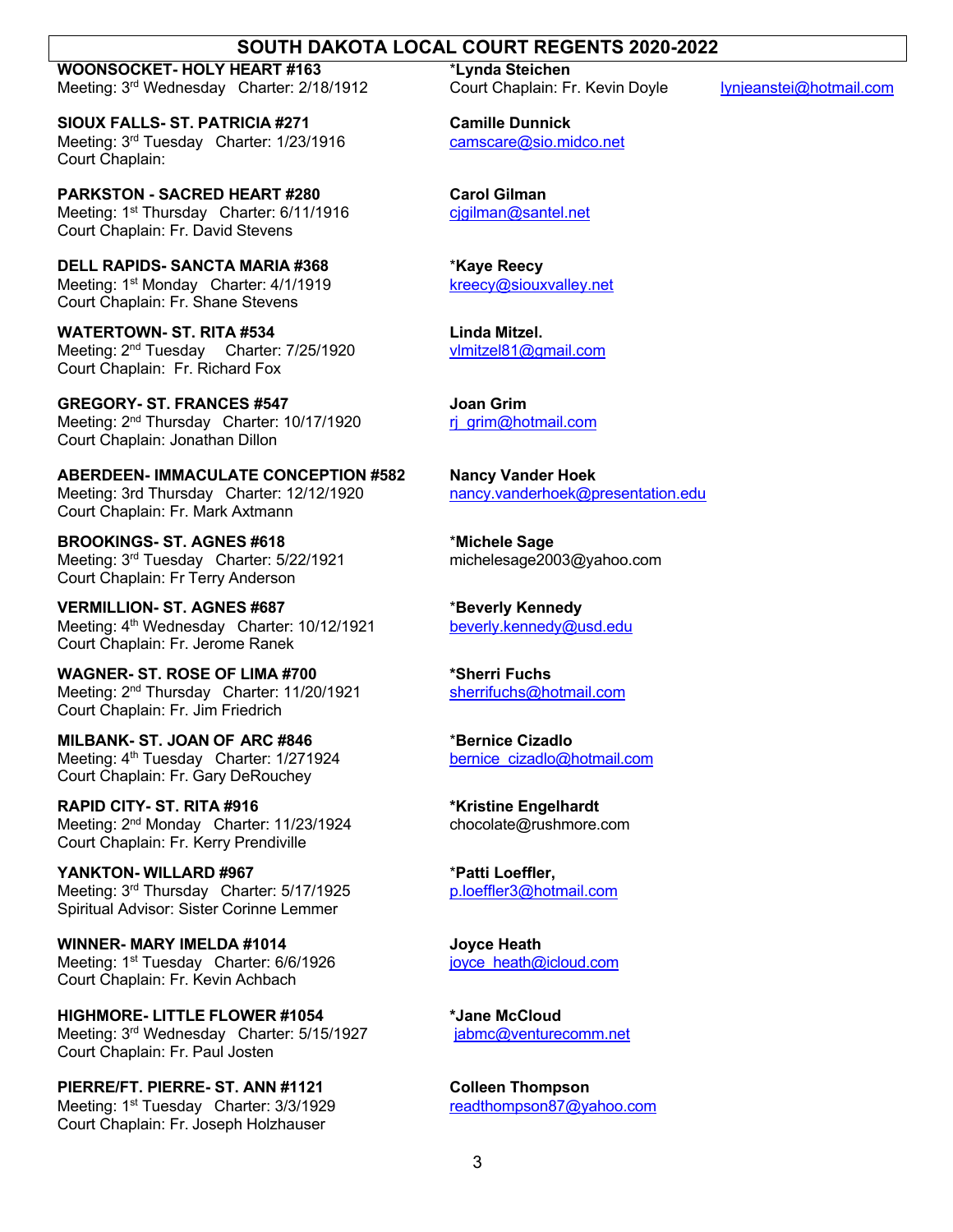# SOUTH DAKOTA LOCAL COURT REGENTS 2020-2022

**WOONSOCKET- HOLY HEART #163**
Meeting: 3rd Wednesday Charter: 2/18/1912
**\*Lynda Steichen**
Court Chaplain: Fr. Kevin Doyle lynjeanstei@hotmail.com

**SIOUX FALLS- ST. PATRICIA #271**
Meeting: 3rd Tuesday Charter: 1/23/1916
Court Chaplain:
**Camille Dunnick**
camscare@sio.midco.net

**PARKSTON - SACRED HEART #280**
Meeting: 1st Thursday Charter: 6/11/1916
Court Chaplain: Fr. David Stevens
**Carol Gilman**
cjgilman@santel.net

**DELL RAPIDS- SANCTA MARIA #368**
Meeting: 1st Monday Charter: 4/1/1919
Court Chaplain: Fr. Shane Stevens
**\*Kaye Reecy**
kreecy@siouxvalley.net

**WATERTOWN- ST. RITA #534**
Meeting: 2nd Tuesday Charter: 7/25/1920
Court Chaplain: Fr. Richard Fox
**Linda Mitzel.**
vlmitzel81@gmail.com

**GREGORY- ST. FRANCES #547**
Meeting: 2nd Thursday Charter: 10/17/1920
Court Chaplain: Jonathan Dillon
**Joan Grim**
rj_grim@hotmail.com

**ABERDEEN- IMMACULATE CONCEPTION #582**
Meeting: 3rd Thursday Charter: 12/12/1920
Court Chaplain: Fr. Mark Axtmann
**Nancy Vander Hoek**
nancy.vanderhoek@presentation.edu

**BROOKINGS- ST. AGNES #618**
Meeting: 3rd Tuesday Charter: 5/22/1921
Court Chaplain: Fr Terry Anderson
**\*Michele Sage**
michelesage2003@yahoo.com

**VERMILLION- ST. AGNES #687**
Meeting: 4th Wednesday Charter: 10/12/1921
Court Chaplain: Fr. Jerome Ranek
**\*Beverly Kennedy**
beverly.kennedy@usd.edu

**WAGNER- ST. ROSE OF LIMA #700**
Meeting: 2nd Thursday Charter: 11/20/1921
Court Chaplain: Fr. Jim Friedrich
**\*Sherri Fuchs**
sherrifuchs@hotmail.com

**MILBANK- ST. JOAN OF ARC #846**
Meeting: 4th Tuesday Charter: 1/271924
Court Chaplain: Fr. Gary DeRouchey
**\*Bernice Cizadlo**
bernice_cizadlo@hotmail.com

**RAPID CITY- ST. RITA #916**
Meeting: 2nd Monday Charter: 11/23/1924
Court Chaplain: Fr. Kerry Prendiville
**\*Kristine Engelhardt**
chocolate@rushmore.com

**YANKTON- WILLARD #967**
Meeting: 3rd Thursday Charter: 5/17/1925
Spiritual Advisor: Sister Corinne Lemmer
**\*Patti Loeffler,**
p.loeffler3@hotmail.com

**WINNER- MARY IMELDA #1014**
Meeting: 1st Tuesday Charter: 6/6/1926
Court Chaplain: Fr. Kevin Achbach
**Joyce Heath**
joyce_heath@icloud.com

**HIGHMORE- LITTLE FLOWER #1054**
Meeting: 3rd Wednesday Charter: 5/15/1927
Court Chaplain: Fr. Paul Josten
**\*Jane McCloud**
jabmc@venturecomm.net

**PIERRE/FT. PIERRE- ST. ANN #1121**
Meeting: 1st Tuesday Charter: 3/3/1929
Court Chaplain: Fr. Joseph Holzhauser
**Colleen Thompson**
readthompson87@yahoo.com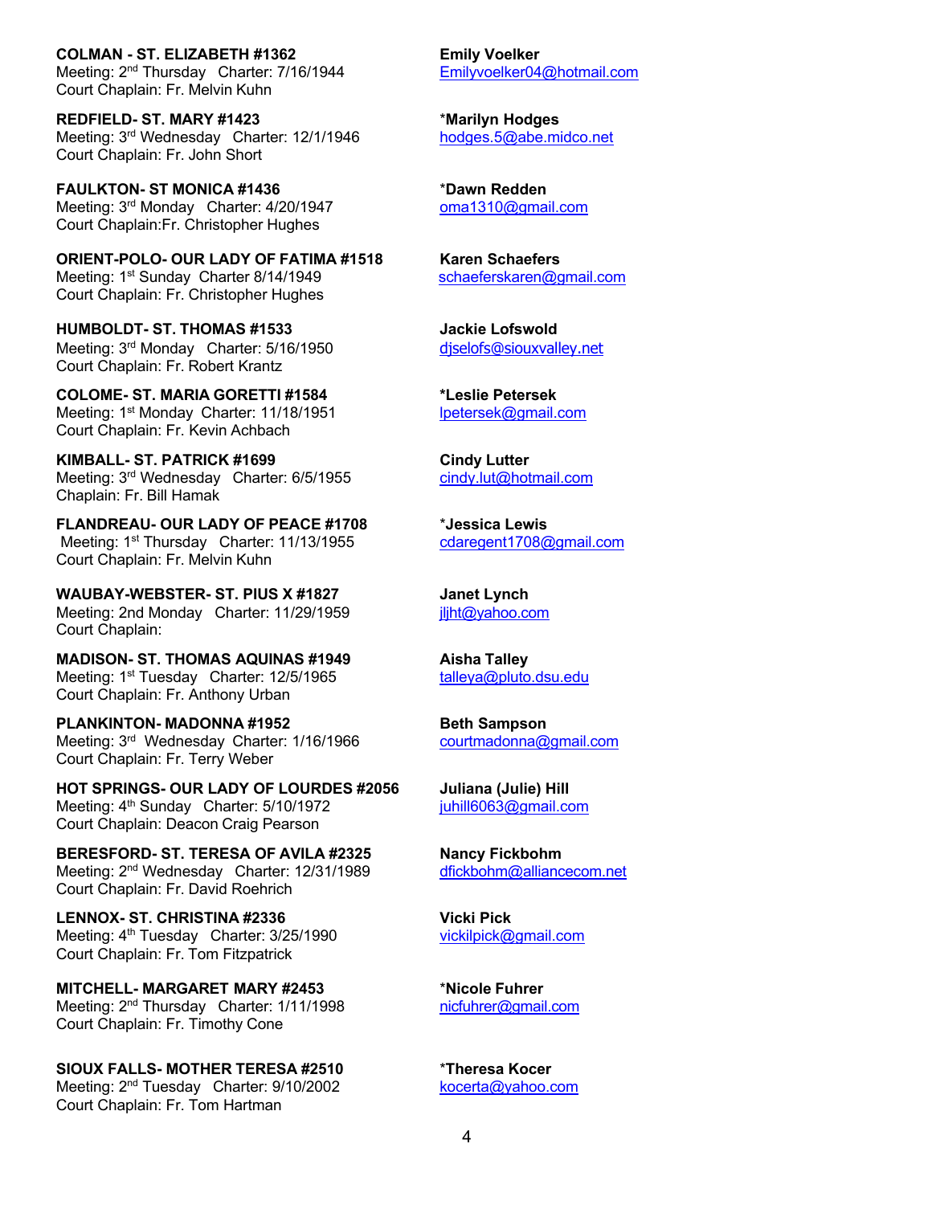**COLMAN - ST. ELIZABETH #1362**
Meeting: 2nd Thursday   Charter: 7/16/1944
Court Chaplain: Fr. Melvin Kuhn

**Emily Voelker**
Emilyvoelker04@hotmail.com

**REDFIELD- ST. MARY #1423**
Meeting: 3rd Wednesday   Charter: 12/1/1946
Court Chaplain: Fr. John Short

***Marilyn Hodges**
hodges.5@abe.midco.net

**FAULKTON- ST MONICA #1436**
Meeting: 3rd Monday   Charter: 4/20/1947
Court Chaplain:Fr. Christopher Hughes

***Dawn Redden**
oma1310@gmail.com

**ORIENT-POLO- OUR LADY OF FATIMA #1518**
Meeting: 1st Sunday  Charter 8/14/1949
Court Chaplain: Fr. Christopher Hughes

**Karen Schaefers**
schaeferskaren@gmail.com

**HUMBOLDT- ST. THOMAS #1533**
Meeting: 3rd Monday   Charter: 5/16/1950
Court Chaplain: Fr. Robert Krantz

**Jackie Lofswold**
djselofs@siouxvalley.net

**COLOME- ST. MARIA GORETTI #1584**
Meeting: 1st Monday  Charter: 11/18/1951
Court Chaplain: Fr. Kevin Achbach

***Leslie Petersek**
lpetersek@gmail.com

**KIMBALL- ST. PATRICK #1699**
Meeting: 3rd Wednesday   Charter: 6/5/1955
Chaplain: Fr. Bill Hamak

**Cindy Lutter**
cindy.lut@hotmail.com

**FLANDREAU- OUR LADY OF PEACE #1708**
Meeting: 1st Thursday   Charter: 11/13/1955
Court Chaplain: Fr. Melvin Kuhn

***Jessica Lewis**
cdaregent1708@gmail.com

**WAUBAY-WEBSTER- ST. PIUS X #1827**
Meeting: 2nd Monday   Charter: 11/29/1959
Court Chaplain:

**Janet Lynch**
jljht@yahoo.com

**MADISON- ST. THOMAS AQUINAS #1949**
Meeting: 1st Tuesday   Charter: 12/5/1965
Court Chaplain: Fr. Anthony Urban

**Aisha Talley**
talleya@pluto.dsu.edu

**PLANKINTON- MADONNA #1952**
Meeting: 3rd Wednesday  Charter: 1/16/1966
Court Chaplain: Fr. Terry Weber

**Beth Sampson**
courtmadonna@gmail.com

**HOT SPRINGS- OUR LADY OF LOURDES #2056**
Meeting: 4th Sunday   Charter: 5/10/1972
Court Chaplain: Deacon Craig Pearson

**Juliana (Julie) Hill**
juhill6063@gmail.com

**BERESFORD- ST. TERESA OF AVILA #2325**
Meeting: 2nd Wednesday   Charter: 12/31/1989
Court Chaplain: Fr. David Roehrich

**Nancy Fickbohm**
dfickbohm@alliancecom.net

**LENNOX- ST. CHRISTINA #2336**
Meeting: 4th Tuesday   Charter: 3/25/1990
Court Chaplain: Fr. Tom Fitzpatrick

**Vicki Pick**
vickilpick@gmail.com

**MITCHELL- MARGARET MARY #2453**
Meeting: 2nd Thursday   Charter: 1/11/1998
Court Chaplain: Fr. Timothy Cone

***Nicole Fuhrer**
nicfuhrer@gmail.com

**SIOUX FALLS- MOTHER TERESA #2510**
Meeting: 2nd Tuesday   Charter: 9/10/2002
Court Chaplain: Fr. Tom Hartman

***Theresa Kocer**
kocerta@yahoo.com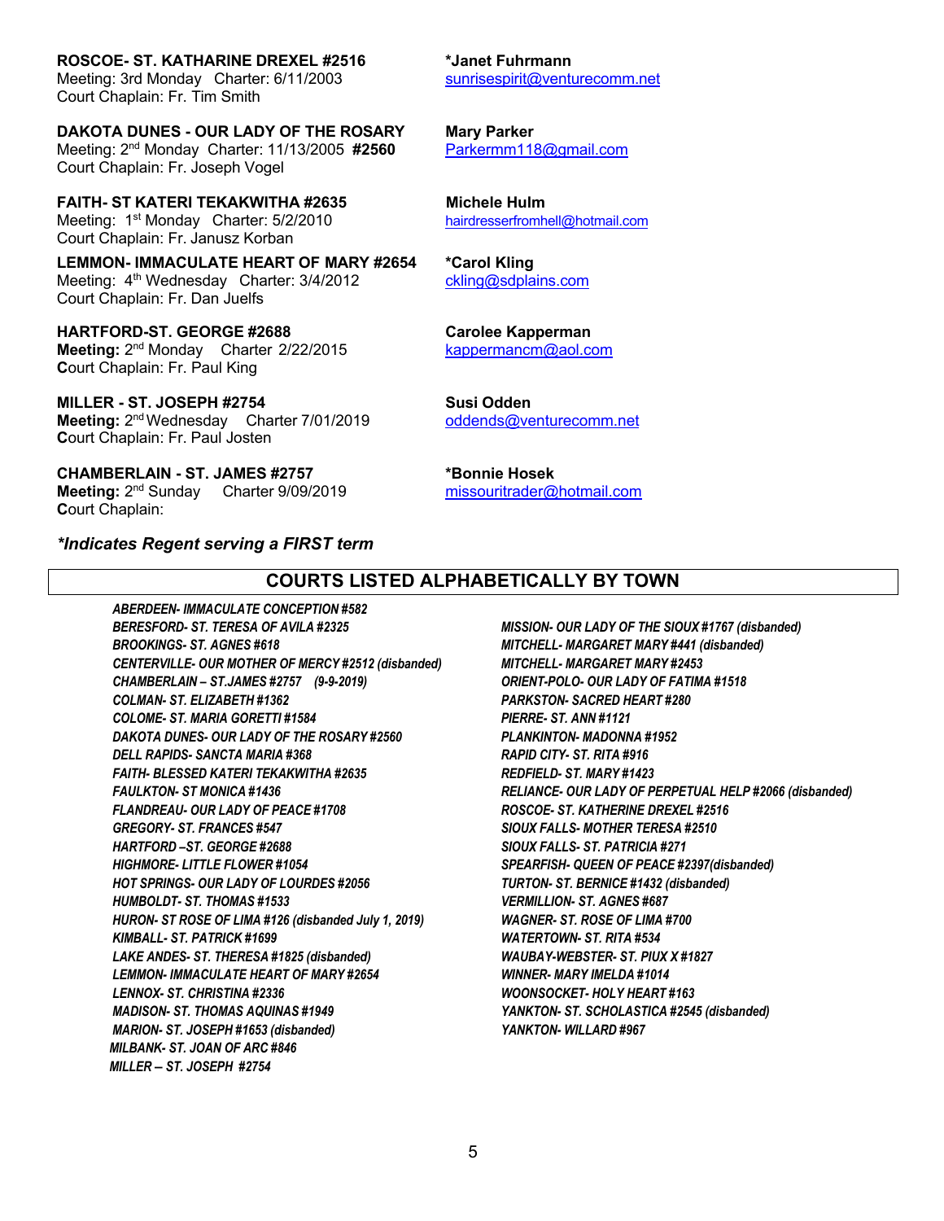**ROSCOE- ST. KATHARINE DREXEL #2516**
Meeting: 3rd Monday  Charter: 6/11/2003
Court Chaplain: Fr. Tim Smith

**\*Janet Fuhrmann**
sunrisespirit@venturecomm.net

**DAKOTA DUNES - OUR LADY OF THE ROSARY**
Meeting: 2nd Monday  Charter: 11/13/2005  **#2560**
Court Chaplain: Fr. Joseph Vogel

**Mary Parker**
Parkermm118@gmail.com

**FAITH- ST KATERI TEKAKWITHA #2635**
Meeting: 1st Monday  Charter: 5/2/2010
Court Chaplain: Fr. Janusz Korban

**Michele Hulm**
hairdresserfromhell@hotmail.com

**LEMMON- IMMACULATE HEART OF MARY #2654**
Meeting: 4th Wednesday  Charter: 3/4/2012
Court Chaplain: Fr. Dan Juelfs

**\*Carol Kling**
ckling@sdplains.com

**HARTFORD-ST. GEORGE #2688**
**Meeting:** 2nd Monday  Charter 2/22/2015
**C**ourt Chaplain: Fr. Paul King

**Carolee Kapperman**
kappermancm@aol.com

**MILLER - ST. JOSEPH #2754**
**Meeting:** 2nd Wednesday  Charter 7/01/2019
**C**ourt Chaplain: Fr. Paul Josten

**Susi Odden**
oddends@venturecomm.net

**CHAMBERLAIN - ST. JAMES #2757**
**Meeting:** 2nd Sunday  Charter 9/09/2019
**C**ourt Chaplain:

**\*Bonnie Hosek**
missouritrader@hotmail.com

***\*Indicates Regent serving a FIRST term***

## COURTS LISTED ALPHABETICALLY BY TOWN

*ABERDEEN- IMMACULATE CONCEPTION #582*
*BERESFORD- ST. TERESA OF AVILA #2325*
*BROOKINGS- ST. AGNES #618*
*CENTERVILLE- OUR MOTHER OF MERCY #2512 (disbanded)*
*CHAMBERLAIN – ST.JAMES #2757 (9-9-2019)*
*COLMAN- ST. ELIZABETH #1362*
*COLOME- ST. MARIA GORETTI #1584*
*DAKOTA DUNES- OUR LADY OF THE ROSARY #2560*
*DELL RAPIDS- SANCTA MARIA #368*
*FAITH- BLESSED KATERI TEKAKWITHA #2635*
*FAULKTON- ST MONICA #1436*
*FLANDREAU- OUR LADY OF PEACE #1708*
*GREGORY- ST. FRANCES #547*
*HARTFORD –ST. GEORGE #2688*
*HIGHMORE- LITTLE FLOWER #1054*
*HOT SPRINGS- OUR LADY OF LOURDES #2056*
*HUMBOLDT- ST. THOMAS #1533*
*HURON- ST ROSE OF LIMA #126 (disbanded July 1, 2019)*
*KIMBALL- ST. PATRICK #1699*
*LAKE ANDES- ST. THERESA #1825 (disbanded)*
*LEMMON- IMMACULATE HEART OF MARY #2654*
*LENNOX- ST. CHRISTINA #2336*
*MADISON- ST. THOMAS AQUINAS #1949*
*MARION- ST. JOSEPH #1653 (disbanded)*
*MILBANK- ST. JOAN OF ARC #846*
*MILLER – ST. JOSEPH #2754*
*MISSION- OUR LADY OF THE SIOUX #1767 (disbanded)*
*MITCHELL- MARGARET MARY #441 (disbanded)*
*MITCHELL- MARGARET MARY #2453*
*ORIENT-POLO- OUR LADY OF FATIMA #1518*
*PARKSTON- SACRED HEART #280*
*PIERRE- ST. ANN #1121*
*PLANKINTON- MADONNA #1952*
*RAPID CITY- ST. RITA #916*
*REDFIELD- ST. MARY #1423*
*RELIANCE- OUR LADY OF PERPETUAL HELP #2066 (disbanded)*
*ROSCOE- ST. KATHERINE DREXEL #2516*
*SIOUX FALLS- MOTHER TERESA #2510*
*SIOUX FALLS- ST. PATRICIA #271*
*SPEARFISH- QUEEN OF PEACE #2397(disbanded)*
*TURTON- ST. BERNICE #1432 (disbanded)*
*VERMILLION- ST. AGNES #687*
*WAGNER- ST. ROSE OF LIMA #700*
*WATERTOWN- ST. RITA #534*
*WAUBAY-WEBSTER- ST. PIUX X #1827*
*WINNER- MARY IMELDA #1014*
*WOONSOCKET- HOLY HEART #163*
*YANKTON- ST. SCHOLASTICA #2545 (disbanded)*
*YANKTON- WILLARD #967*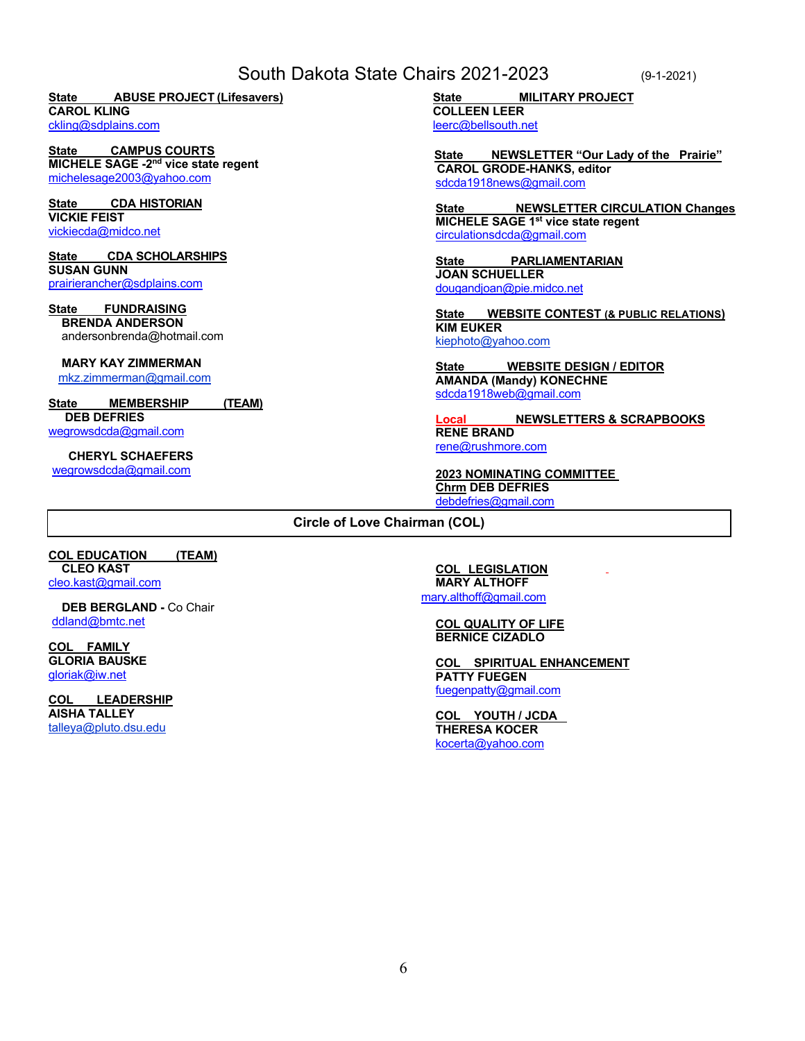# South Dakota State Chairs 2021-2023

(9-1-2021)

**State ABUSE PROJECT (Lifesavers)**
**CAROL KLING**
ckling@sdplains.com

**State CAMPUS COURTS**
**MICHELE SAGE -2nd vice state regent**
michelesage2003@yahoo.com

**State CDA HISTORIAN**
**VICKIE FEIST**
vickiecda@midco.net

**State CDA SCHOLARSHIPS**
**SUSAN GUNN**
prairierancher@sdplains.com

**State FUNDRAISING**
**BRENDA ANDERSON**
andersonbrenda@hotmail.com

**MARY KAY ZIMMERMAN**
mkz.zimmerman@gmail.com

**State MEMBERSHIP (TEAM)**
**DEB DEFRIES**
wegrowsdcda@gmail.com

**CHERYL SCHAEFERS**
wegrowsdcda@gmail.com

**State MILITARY PROJECT**
**COLLEEN LEER**
leerc@bellsouth.net

**State NEWSLETTER "Our Lady of the Prairie"**
**CAROL GRODE-HANKS, editor**
sdcda1918news@gmail.com

**State NEWSLETTER CIRCULATION Changes**
**MICHELE SAGE 1st vice state regent**
circulationsdcda@gmail.com

**State PARLIAMENTARIAN**
**JOAN SCHUELLER**
dougandjoan@pie.midco.net

**State WEBSITE CONTEST (& PUBLIC RELATIONS)**
**KIM EUKER**
kiephoto@yahoo.com

**State WEBSITE DESIGN / EDITOR**
**AMANDA (Mandy) KONECHNE**
sdcda1918web@gmail.com

**Local NEWSLETTERS & SCRAPBOOKS**
**RENE BRAND**
rene@rushmore.com

**2023 NOMINATING COMMITTEE**
**Chrm DEB DEFRIES**
debdefries@gmail.com

## Circle of Love Chairman (COL)

**COL EDUCATION (TEAM)**
**CLEO KAST**
cleo.kast@gmail.com

**DEB BERGLAND** - Co Chair
ddland@bmtc.net

**COL FAMILY**
**GLORIA BAUSKE**
gloriak@iw.net

**COL LEADERSHIP**
**AISHA TALLEY**
talleya@pluto.dsu.edu

**COL LEGISLATION**
**MARY ALTHOFF**
mary.althoff@gmail.com

**COL QUALITY OF LIFE**
**BERNICE CIZADLO**

**COL SPIRITUAL ENHANCEMENT**
**PATTY FUEGEN**
fuegenpatty@gmail.com

**COL YOUTH / JCDA**
**THERESA KOCER**
kocerta@yahoo.com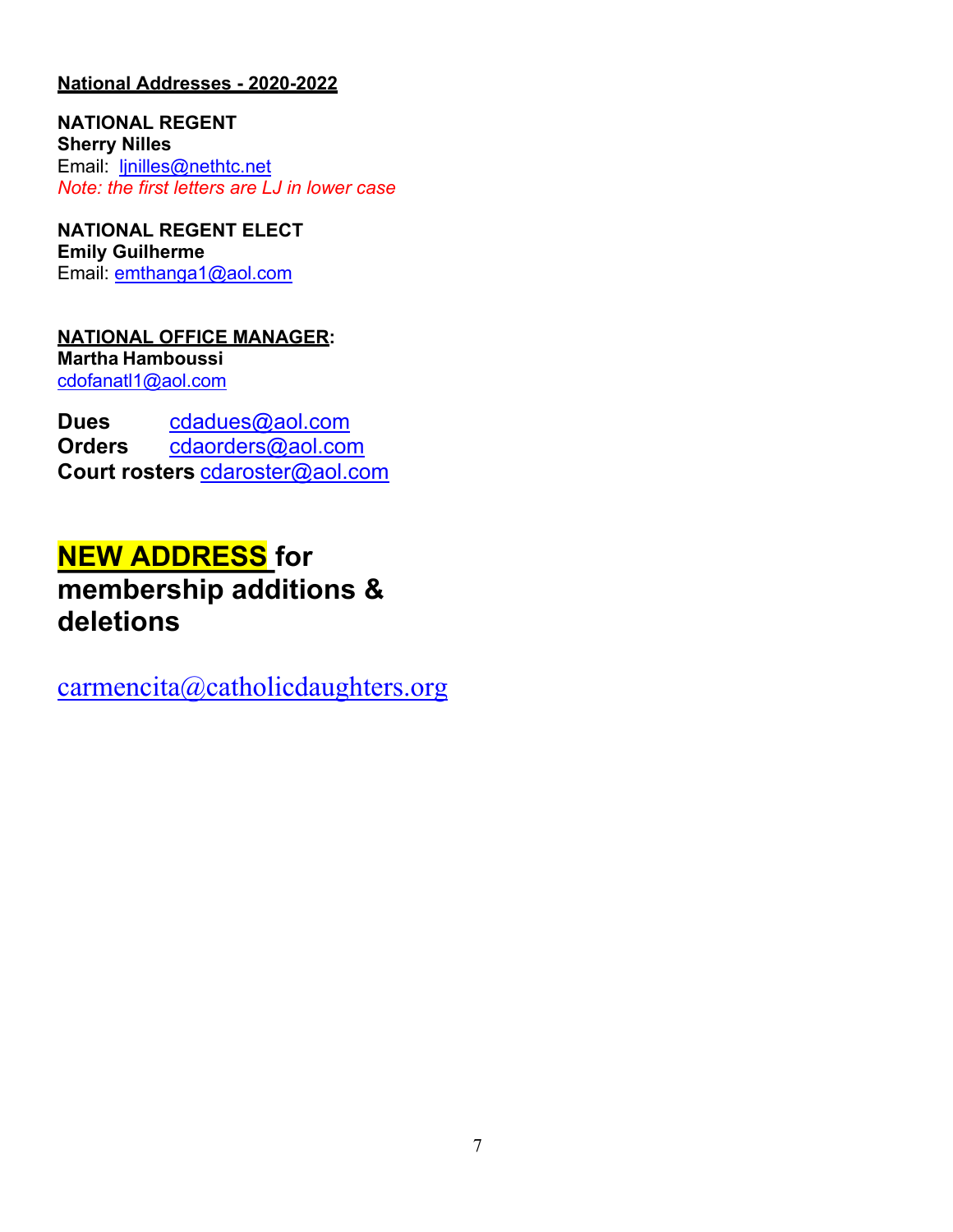**National Addresses - 2020-2022**

**NATIONAL REGENT**
**Sherry Nilles**
Email: ljnilles@nethtc.net
*Note: the first letters are LJ in lower case*

**NATIONAL REGENT ELECT**
**Emily Guilherme**
Email: emthanga1@aol.com

**NATIONAL OFFICE MANAGER:**
**Martha Hamboussi**
cdofanatl1@aol.com

**Dues** cdadues@aol.com
**Orders** cdaorders@aol.com
**Court rosters** cdaroster@aol.com

## NEW ADDRESS for membership additions & deletions

carmencita@catholicdaughters.org